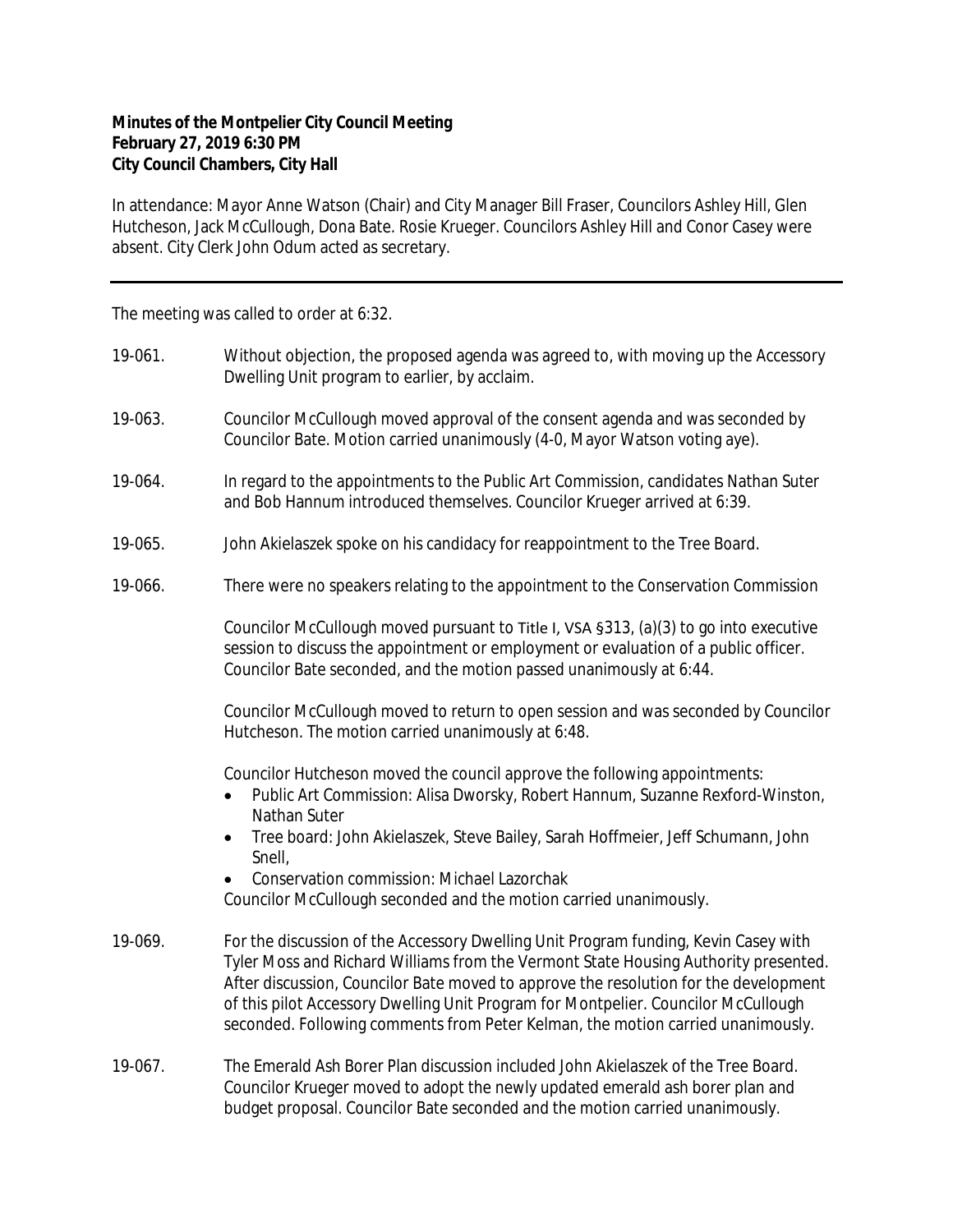**Minutes of the Montpelier City Council Meeting**
**February 27, 2019 6:30 PM**
**City Council Chambers, City Hall**

In attendance: Mayor Anne Watson (Chair) and City Manager Bill Fraser, Councilors Ashley Hill, Glen Hutcheson, Jack McCullough, Dona Bate. Rosie Krueger. Councilors Ashley Hill and Conor Casey were absent. City Clerk John Odum acted as secretary.

---

The meeting was called to order at 6:32.

19-061. Without objection, the proposed agenda was agreed to, with moving up the Accessory Dwelling Unit program to earlier, by acclaim.

19-063. Councilor McCullough moved approval of the consent agenda and was seconded by Councilor Bate. Motion carried unanimously (4-0, Mayor Watson voting aye).

19-064. In regard to the appointments to the Public Art Commission, candidates Nathan Suter and Bob Hannum introduced themselves. Councilor Krueger arrived at 6:39.

19-065. John Akielaszek spoke on his candidacy for reappointment to the Tree Board.

19-066. There were no speakers relating to the appointment to the Conservation Commission

Councilor McCullough moved pursuant to Title I, VSA §313, (a)(3) to go into executive session to discuss the appointment or employment or evaluation of a public officer. Councilor Bate seconded, and the motion passed unanimously at 6:44.

Councilor McCullough moved to return to open session and was seconded by Councilor Hutcheson. The motion carried unanimously at 6:48.

Councilor Hutcheson moved the council approve the following appointments:

- Public Art Commission: Alisa Dworsky, Robert Hannum, Suzanne Rexford-Winston, Nathan Suter
- Tree board: John Akielaszek, Steve Bailey, Sarah Hoffmeier, Jeff Schumann, John Snell,
- Conservation commission: Michael Lazorchak

Councilor McCullough seconded and the motion carried unanimously.

19-069. For the discussion of the Accessory Dwelling Unit Program funding, Kevin Casey with Tyler Moss and Richard Williams from the Vermont State Housing Authority presented. After discussion, Councilor Bate moved to approve the resolution for the development of this pilot Accessory Dwelling Unit Program for Montpelier. Councilor McCullough seconded. Following comments from Peter Kelman, the motion carried unanimously.

19-067. The Emerald Ash Borer Plan discussion included John Akielaszek of the Tree Board. Councilor Krueger moved to adopt the newly updated emerald ash borer plan and budget proposal. Councilor Bate seconded and the motion carried unanimously.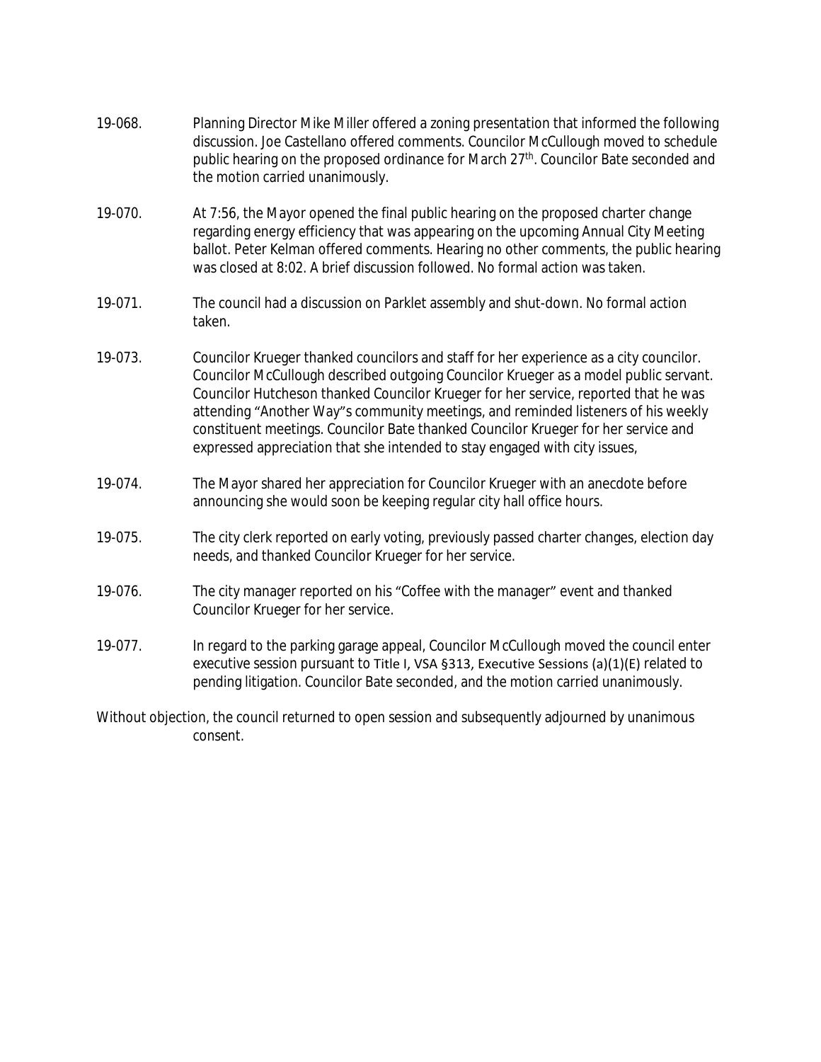19-068. Planning Director Mike Miller offered a zoning presentation that informed the following discussion. Joe Castellano offered comments. Councilor McCullough moved to schedule public hearing on the proposed ordinance for March 27th. Councilor Bate seconded and the motion carried unanimously.

19-070. At 7:56, the Mayor opened the final public hearing on the proposed charter change regarding energy efficiency that was appearing on the upcoming Annual City Meeting ballot. Peter Kelman offered comments. Hearing no other comments, the public hearing was closed at 8:02. A brief discussion followed. No formal action was taken.

19-071. The council had a discussion on Parklet assembly and shut-down. No formal action taken.

19-073. Councilor Krueger thanked councilors and staff for her experience as a city councilor. Councilor McCullough described outgoing Councilor Krueger as a model public servant. Councilor Hutcheson thanked Councilor Krueger for her service, reported that he was attending "Another Way"s community meetings, and reminded listeners of his weekly constituent meetings. Councilor Bate thanked Councilor Krueger for her service and expressed appreciation that she intended to stay engaged with city issues,

19-074. The Mayor shared her appreciation for Councilor Krueger with an anecdote before announcing she would soon be keeping regular city hall office hours.

19-075. The city clerk reported on early voting, previously passed charter changes, election day needs, and thanked Councilor Krueger for her service.

19-076. The city manager reported on his "Coffee with the manager" event and thanked Councilor Krueger for her service.

19-077. In regard to the parking garage appeal, Councilor McCullough moved the council enter executive session pursuant to Title I, VSA §313, Executive Sessions (a)(1)(E) related to pending litigation. Councilor Bate seconded, and the motion carried unanimously.

Without objection, the council returned to open session and subsequently adjourned by unanimous consent.